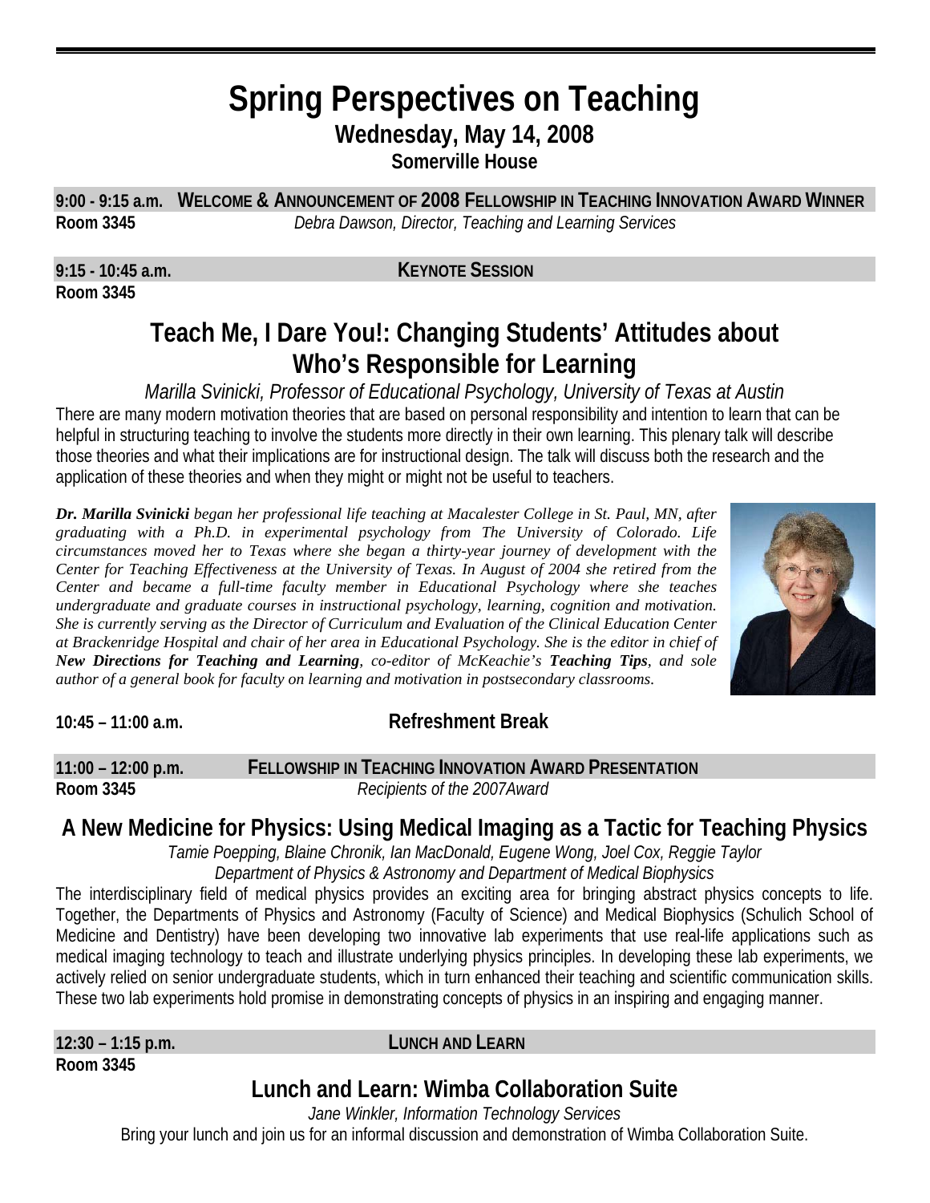# Spring Perspectives on Teaching

## Wednesday, May 14, 2008

**Somerville House**

**9:00 - 9:15 a.m.** **WELCOME & ANNOUNCEMENT OF 2008 FELLOWSHIP IN TEACHING INNOVATION AWARD WINNER**
**Room 3345** *Debra Dawson, Director, Teaching and Learning Services*

**9:15 - 10:45 a.m.** **KEYNOTE SESSION**
**Room 3345**

## Teach Me, I Dare You!: Changing Students' Attitudes about Who's Responsible for Learning

*Marilla Svinicki, Professor of Educational Psychology, University of Texas at Austin*

There are many modern motivation theories that are based on personal responsibility and intention to learn that can be helpful in structuring teaching to involve the students more directly in their own learning. This plenary talk will describe those theories and what their implications are for instructional design. The talk will discuss both the research and the application of these theories and when they might or might not be useful to teachers.

***Dr. Marilla Svinicki*** *began her professional life teaching at Macalester College in St. Paul, MN, after graduating with a Ph.D. in experimental psychology from The University of Colorado. Life circumstances moved her to Texas where she began a thirty-year journey of development with the Center for Teaching Effectiveness at the University of Texas. In August of 2004 she retired from the Center and became a full-time faculty member in Educational Psychology where she teaches undergraduate and graduate courses in instructional psychology, learning, cognition and motivation. She is currently serving as the Director of Curriculum and Evaluation of the Clinical Education Center at Brackenridge Hospital and chair of her area in Educational Psychology. She is the editor in chief of* ***New Directions for Teaching and Learning****, co-editor of McKeachie's* ***Teaching Tips****, and sole author of a general book for faculty on learning and motivation in postsecondary classrooms.*

**10:45 – 11:00 a.m.** **Refreshment Break**

**11:00 – 12:00 p.m.** **FELLOWSHIP IN TEACHING INNOVATION AWARD PRESENTATION**
**Room 3345** *Recipients of the 2007Award*

## A New Medicine for Physics: Using Medical Imaging as a Tactic for Teaching Physics

*Tamie Poepping, Blaine Chronik, Ian MacDonald, Eugene Wong, Joel Cox, Reggie Taylor*
*Department of Physics & Astronomy and Department of Medical Biophysics*

The interdisciplinary field of medical physics provides an exciting area for bringing abstract physics concepts to life. Together, the Departments of Physics and Astronomy (Faculty of Science) and Medical Biophysics (Schulich School of Medicine and Dentistry) have been developing two innovative lab experiments that use real-life applications such as medical imaging technology to teach and illustrate underlying physics principles. In developing these lab experiments, we actively relied on senior undergraduate students, which in turn enhanced their teaching and scientific communication skills. These two lab experiments hold promise in demonstrating concepts of physics in an inspiring and engaging manner.

**12:30 – 1:15 p.m.** **LUNCH AND LEARN**
**Room 3345**

## Lunch and Learn: Wimba Collaboration Suite

*Jane Winkler, Information Technology Services*

Bring your lunch and join us for an informal discussion and demonstration of Wimba Collaboration Suite.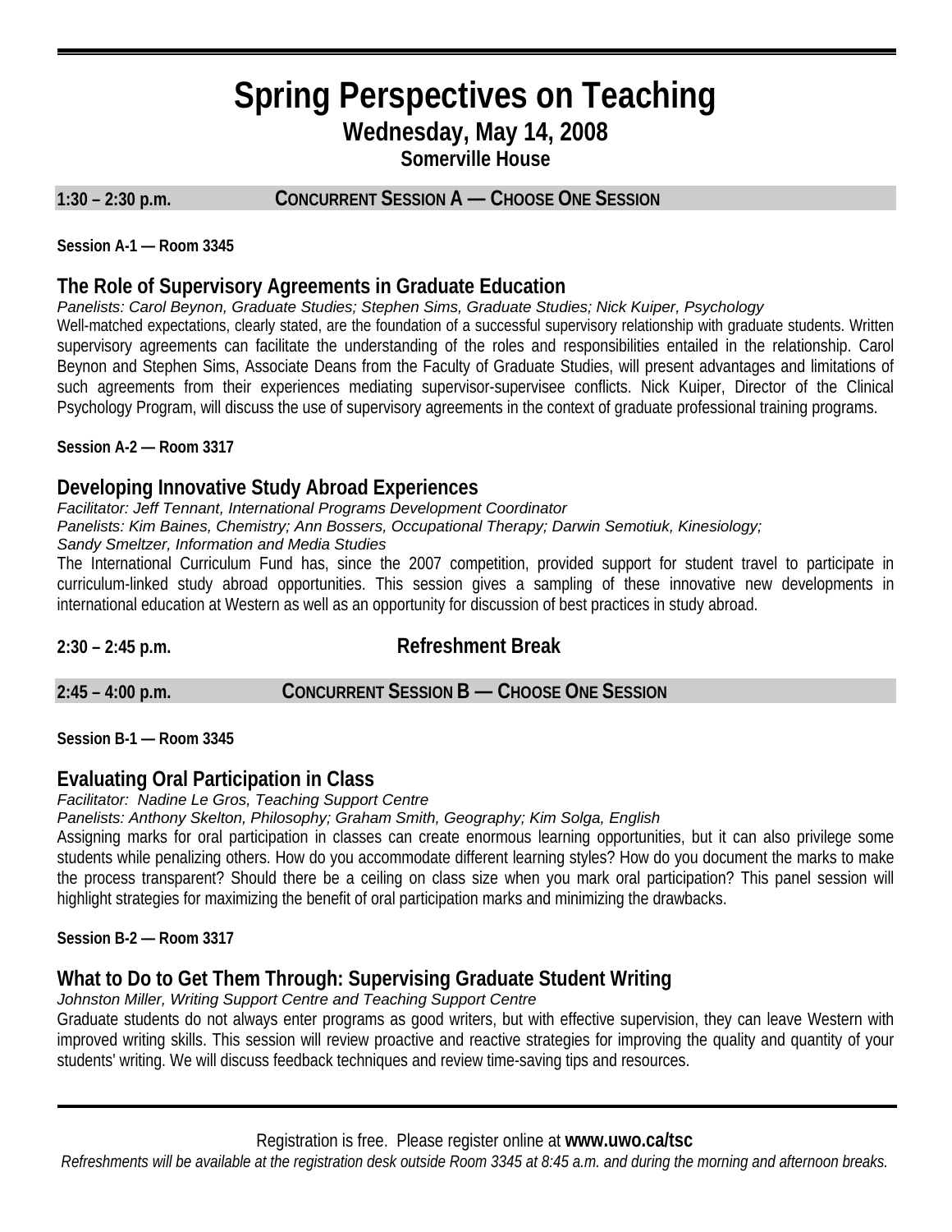# Spring Perspectives on Teaching

## Wednesday, May 14, 2008

### Somerville House

**1:30 – 2:30 p.m.** **CONCURRENT SESSION A — CHOOSE ONE SESSION**

**Session A-1 — Room 3345**

### The Role of Supervisory Agreements in Graduate Education

*Panelists: Carol Beynon, Graduate Studies; Stephen Sims, Graduate Studies; Nick Kuiper, Psychology*

Well-matched expectations, clearly stated, are the foundation of a successful supervisory relationship with graduate students. Written supervisory agreements can facilitate the understanding of the roles and responsibilities entailed in the relationship. Carol Beynon and Stephen Sims, Associate Deans from the Faculty of Graduate Studies, will present advantages and limitations of such agreements from their experiences mediating supervisor-supervisee conflicts. Nick Kuiper, Director of the Clinical Psychology Program, will discuss the use of supervisory agreements in the context of graduate professional training programs.

**Session A-2 — Room 3317**

### Developing Innovative Study Abroad Experiences

*Facilitator: Jeff Tennant, International Programs Development Coordinator*
*Panelists: Kim Baines, Chemistry; Ann Bossers, Occupational Therapy; Darwin Semotiuk, Kinesiology; Sandy Smeltzer, Information and Media Studies*

The International Curriculum Fund has, since the 2007 competition, provided support for student travel to participate in curriculum-linked study abroad opportunities. This session gives a sampling of these innovative new developments in international education at Western as well as an opportunity for discussion of best practices in study abroad.

**2:30 – 2:45 p.m.** **Refreshment Break**

**2:45 – 4:00 p.m.** **CONCURRENT SESSION B — CHOOSE ONE SESSION**

**Session B-1 — Room 3345**

### Evaluating Oral Participation in Class

*Facilitator: Nadine Le Gros, Teaching Support Centre*
*Panelists: Anthony Skelton, Philosophy; Graham Smith, Geography; Kim Solga, English*

Assigning marks for oral participation in classes can create enormous learning opportunities, but it can also privilege some students while penalizing others. How do you accommodate different learning styles? How do you document the marks to make the process transparent? Should there be a ceiling on class size when you mark oral participation? This panel session will highlight strategies for maximizing the benefit of oral participation marks and minimizing the drawbacks.

**Session B-2 — Room 3317**

### What to Do to Get Them Through: Supervising Graduate Student Writing

*Johnston Miller, Writing Support Centre and Teaching Support Centre*

Graduate students do not always enter programs as good writers, but with effective supervision, they can leave Western with improved writing skills. This session will review proactive and reactive strategies for improving the quality and quantity of your students' writing. We will discuss feedback techniques and review time-saving tips and resources.

---

Registration is free. Please register online at **www.uwo.ca/tsc**

*Refreshments will be available at the registration desk outside Room 3345 at 8:45 a.m. and during the morning and afternoon breaks.*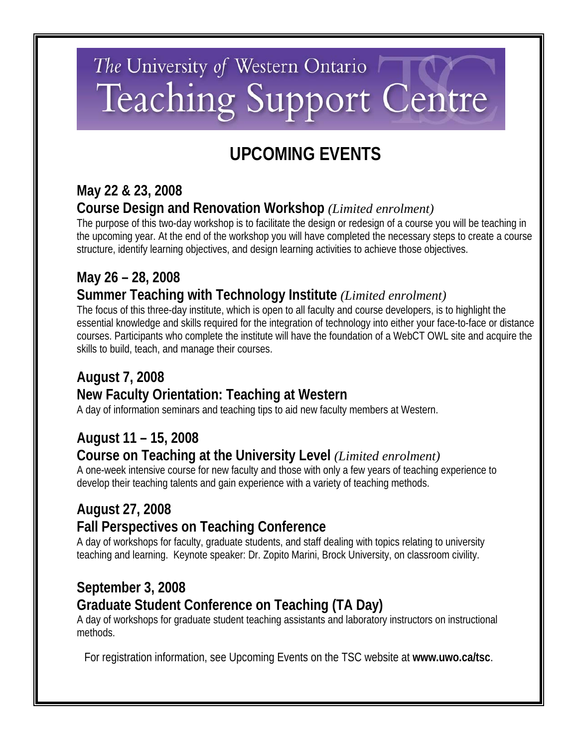# The University of Western Ontario Teaching Support Centre

## UPCOMING EVENTS

### May 22 & 23, 2008
### Course Design and Renovation Workshop *(Limited enrolment)*

The purpose of this two-day workshop is to facilitate the design or redesign of a course you will be teaching in the upcoming year. At the end of the workshop you will have completed the necessary steps to create a course structure, identify learning objectives, and design learning activities to achieve those objectives.

### May 26 – 28, 2008
### Summer Teaching with Technology Institute *(Limited enrolment)*

The focus of this three-day institute, which is open to all faculty and course developers, is to highlight the essential knowledge and skills required for the integration of technology into either your face-to-face or distance courses. Participants who complete the institute will have the foundation of a WebCT OWL site and acquire the skills to build, teach, and manage their courses.

### August 7, 2008
### New Faculty Orientation: Teaching at Western

A day of information seminars and teaching tips to aid new faculty members at Western.

### August 11 – 15, 2008
### Course on Teaching at the University Level *(Limited enrolment)*

A one-week intensive course for new faculty and those with only a few years of teaching experience to develop their teaching talents and gain experience with a variety of teaching methods.

### August 27, 2008
### Fall Perspectives on Teaching Conference

A day of workshops for faculty, graduate students, and staff dealing with topics relating to university teaching and learning. Keynote speaker: Dr. Zopito Marini, Brock University, on classroom civility.

### September 3, 2008
### Graduate Student Conference on Teaching (TA Day)

A day of workshops for graduate student teaching assistants and laboratory instructors on instructional methods.

For registration information, see Upcoming Events on the TSC website at **www.uwo.ca/tsc**.